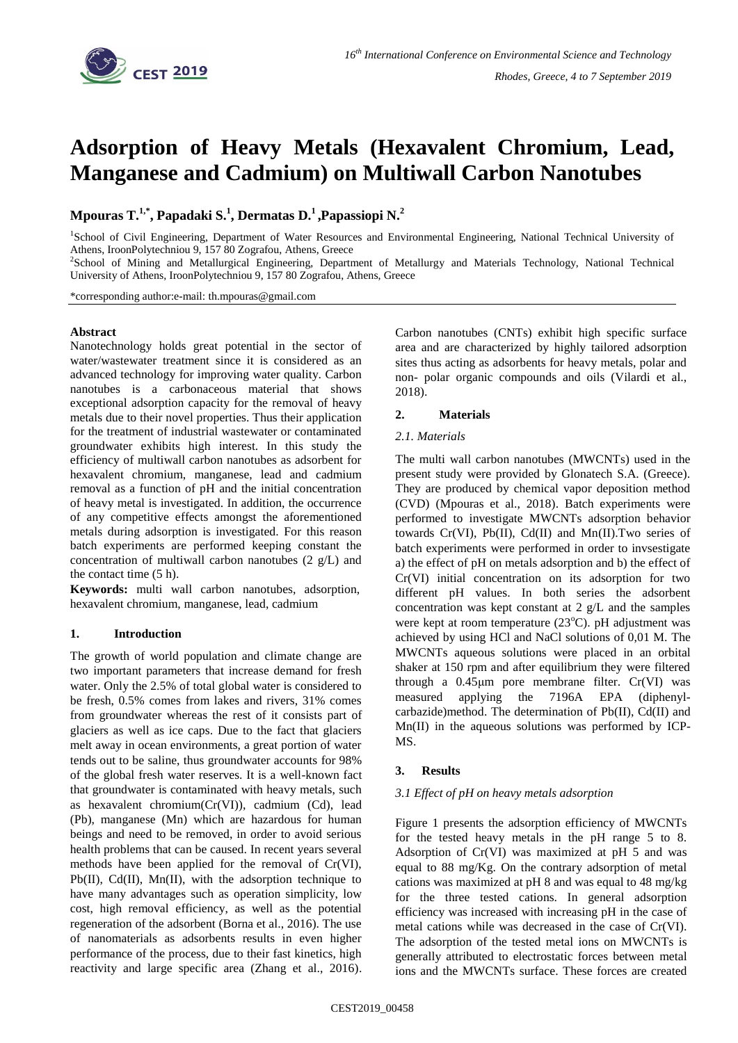# Adsorption of Heavy Metals (Hexavalent Chromium, Lead, Manganese and Cadmium) on Multiwall Carbon Nanotubes

**Mpouras T.[1,*], Papadaki S.[1], Dermatas D.[1], Papassiopi N.[2]**

[1]School of Civil Engineering, Department of Water Resources and Environmental Engineering, National Technical University of Athens, IroonPolytechniou 9, 157 80 Zografou, Athens, Greece

[2]School of Mining and Metallurgical Engineering, Department of Metallurgy and Materials Technology, National Technical University of Athens, IroonPolytechniou 9, 157 80 Zografou, Athens, Greece

*corresponding author:e-mail: th.mpouras@gmail.com

## Abstract

Nanotechnology holds great potential in the sector of water/wastewater treatment since it is considered as an advanced technology for improving water quality. Carbon nanotubes is a carbonaceous material that shows exceptional adsorption capacity for the removal of heavy metals due to their novel properties. Thus their application for the treatment of industrial wastewater or contaminated groundwater exhibits high interest. In this study the efficiency of multiwall carbon nanotubes as adsorbent for hexavalent chromium, manganese, lead and cadmium removal as a function of pH and the initial concentration of heavy metal is investigated. In addition, the occurrence of any competitive effects amongst the aforementioned metals during adsorption is investigated. For this reason batch experiments are performed keeping constant the concentration of multiwall carbon nanotubes (2 g/L) and the contact time (5 h).

**Keywords:** multi wall carbon nanotubes, adsorption, hexavalent chromium, manganese, lead, cadmium

## 1. Introduction

The growth of world population and climate change are two important parameters that increase demand for fresh water. Only the 2.5% of total global water is considered to be fresh, 0.5% comes from lakes and rivers, 31% comes from groundwater whereas the rest of it consists part of glaciers as well as ice caps. Due to the fact that glaciers melt away in ocean environments, a great portion of water tends out to be saline, thus groundwater accounts for 98% of the global fresh water reserves. It is a well-known fact that groundwater is contaminated with heavy metals, such as hexavalent chromium(Cr(VI)), cadmium (Cd), lead (Pb), manganese (Mn) which are hazardous for human beings and need to be removed, in order to avoid serious health problems that can be caused. In recent years several methods have been applied for the removal of Cr(VI), Pb(II), Cd(II), Mn(II), with the adsorption technique to have many advantages such as operation simplicity, low cost, high removal efficiency, as well as the potential regeneration of the adsorbent (Borna et al., 2016). The use of nanomaterials as adsorbents results in even higher performance of the process, due to their fast kinetics, high reactivity and large specific area (Zhang et al., 2016). Carbon nanotubes (CNTs) exhibit high specific surface area and are characterized by highly tailored adsorption sites thus acting as adsorbents for heavy metals, polar and non- polar organic compounds and oils (Vilardi et al., 2018).

## 2. Materials

### 2.1. Materials

The multi wall carbon nanotubes (MWCNTs) used in the present study were provided by Glonatech S.A. (Greece). They are produced by chemical vapor deposition method (CVD) (Mpouras et al., 2018). Batch experiments were performed to investigate MWCNTs adsorption behavior towards Cr(VI), Pb(II), Cd(II) and Mn(II).Two series of batch experiments were performed in order to invsestigate a) the effect of pH on metals adsorption and b) the effect of Cr(VI) initial concentration on its adsorption for two different pH values. In both series the adsorbent concentration was kept constant at 2 g/L and the samples were kept at room temperature (23$^{o}$C). pH adjustment was achieved by using HCl and NaCl solutions of 0,01 M. The MWCNTs aqueous solutions were placed in an orbital shaker at 150 rpm and after equilibrium they were filtered through a 0.45μm pore membrane filter. Cr(VI) was measured applying the 7196A EPA (diphenyl-carbazide)method. The determination of Pb(II), Cd(II) and Mn(II) in the aqueous solutions was performed by ICP-MS.

## 3. Results

### 3.1 Effect of pH on heavy metals adsorption

Figure 1 presents the adsorption efficiency of MWCNTs for the tested heavy metals in the pH range 5 to 8. Adsorption of Cr(VI) was maximized at pH 5 and was equal to 88 mg/Kg. On the contrary adsorption of metal cations was maximized at pH 8 and was equal to 48 mg/kg for the three tested cations. In general adsorption efficiency was increased with increasing pH in the case of metal cations while was decreased in the case of Cr(VI). The adsorption of the tested metal ions on MWCNTs is generally attributed to electrostatic forces between metal ions and the MWCNTs surface. These forces are created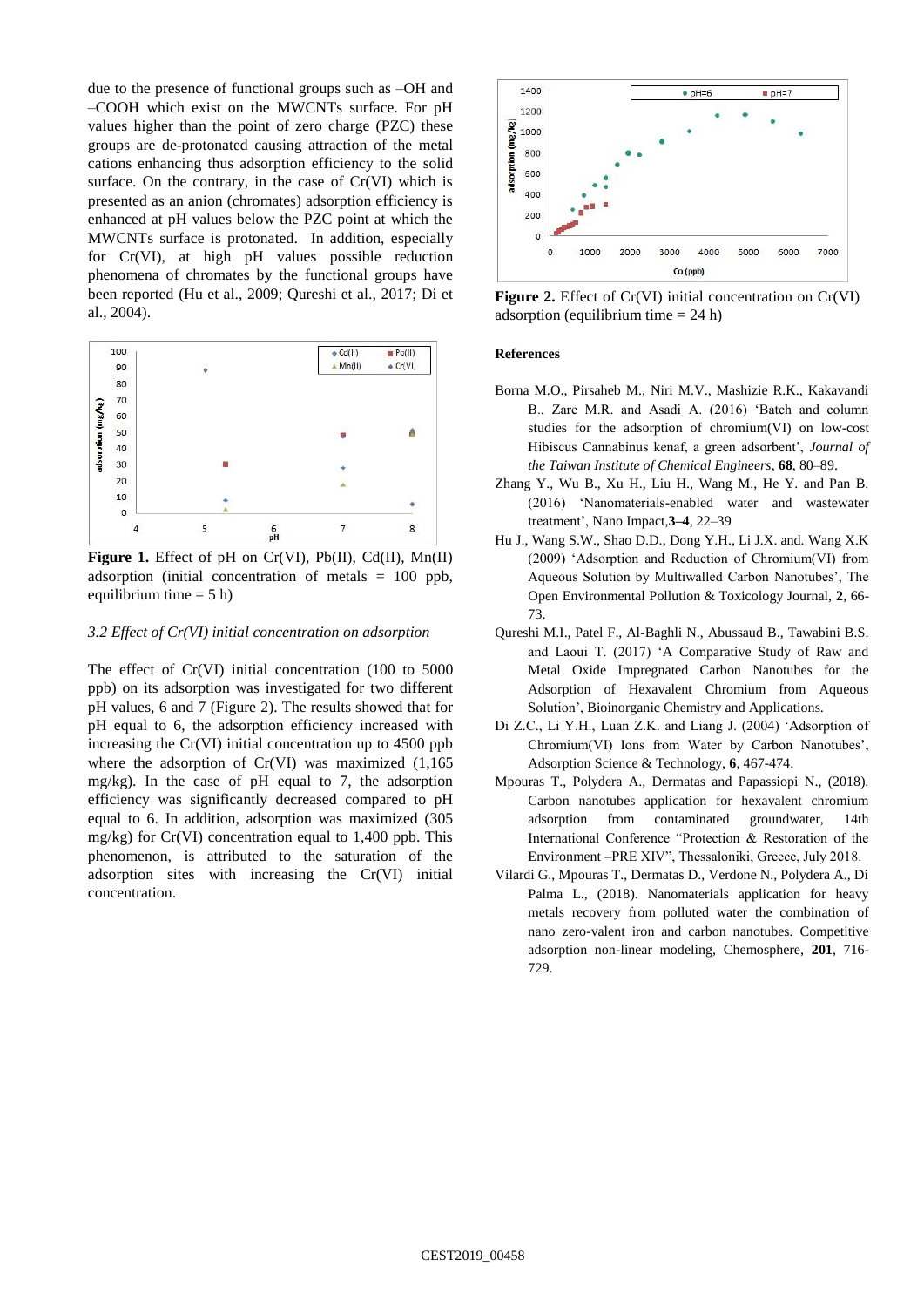due to the presence of functional groups such as –OH and –COOH which exist on the MWCNTs surface. For pH values higher than the point of zero charge (PZC) these groups are de-protonated causing attraction of the metal cations enhancing thus adsorption efficiency to the solid surface. On the contrary, in the case of Cr(VI) which is presented as an anion (chromates) adsorption efficiency is enhanced at pH values below the PZC point at which the MWCNTs surface is protonated. In addition, especially for Cr(VI), at high pH values possible reduction phenomena of chromates by the functional groups have been reported (Hu et al., 2009; Qureshi et al., 2017; Di et al., 2004).

adsorption (mg/kg)
100
90
80
70
60
50
40
30
20
10
0
4
5
6
7
8
pH
Cd(II)
Pb(II)
Mn(II)
Cr(VI)

**Figure 1.** Effect of pH on Cr(VI), Pb(II), Cd(II), Mn(II) adsorption (initial concentration of metals = 100 ppb, equilibrium time = 5 h)

*3.2 Effect of Cr(VI) initial concentration on adsorption*

The effect of Cr(VI) initial concentration (100 to 5000 ppb) on its adsorption was investigated for two different pH values, 6 and 7 (Figure 2). The results showed that for pH equal to 6, the adsorption efficiency increased with increasing the Cr(VI) initial concentration up to 4500 ppb where the adsorption of Cr(VI) was maximized (1,165 mg/kg). In the case of pH equal to 7, the adsorption efficiency was significantly decreased compared to pH equal to 6. In addition, adsorption was maximized (305 mg/kg) for Cr(VI) concentration equal to 1,400 ppb. This phenomenon, is attributed to the saturation of the adsorption sites with increasing the Cr(VI) initial concentration.

adsorption (mg/kg)
1400
1200
1000
800
600
400
200
0
0
1000
2000
3000
4000
5000
6000
7000
Co (ppb)
pH=6
pH=7

**Figure 2.** Effect of Cr(VI) initial concentration on Cr(VI) adsorption (equilibrium time = 24 h)

**References**

Borna M.O., Pirsaheb M., Niri M.V., Mashizie R.K., Kakavandi B., Zare M.R. and Asadi A. (2016) 'Batch and column studies for the adsorption of chromium(VI) on low-cost Hibiscus Cannabinus kenaf, a green adsorbent', *Journal of the Taiwan Institute of Chemical Engineers*, **68**, 80–89.

Zhang Y., Wu B., Xu H., Liu H., Wang M., He Y. and Pan B. (2016) 'Nanomaterials-enabled water and wastewater treatment', Nano Impact,**3–4**, 22–39

Hu J., Wang S.W., Shao D.D., Dong Y.H., Li J.X. and. Wang X.K (2009) 'Adsorption and Reduction of Chromium(VI) from Aqueous Solution by Multiwalled Carbon Nanotubes', The Open Environmental Pollution & Toxicology Journal, **2**, 66-73.

Qureshi M.I., Patel F., Al-Baghli N., Abussaud B., Tawabini B.S. and Laoui T. (2017) 'A Comparative Study of Raw and Metal Oxide Impregnated Carbon Nanotubes for the Adsorption of Hexavalent Chromium from Aqueous Solution', Bioinorganic Chemistry and Applications.

Di Z.C., Li Y.H., Luan Z.K. and Liang J. (2004) 'Adsorption of Chromium(VI) Ions from Water by Carbon Nanotubes', Adsorption Science & Technology, **6**, 467-474.

Mpouras T., Polydera A., Dermatas and Papassiopi N., (2018). Carbon nanotubes application for hexavalent chromium adsorption from contaminated groundwater, 14th International Conference "Protection & Restoration of the Environment –PRE XIV", Thessaloniki, Greece, July 2018.

Vilardi G., Mpouras T., Dermatas D., Verdone N., Polydera A., Di Palma L., (2018). Nanomaterials application for heavy metals recovery from polluted water the combination of nano zero-valent iron and carbon nanotubes. Competitive adsorption non-linear modeling, Chemosphere, **201**, 716-729.